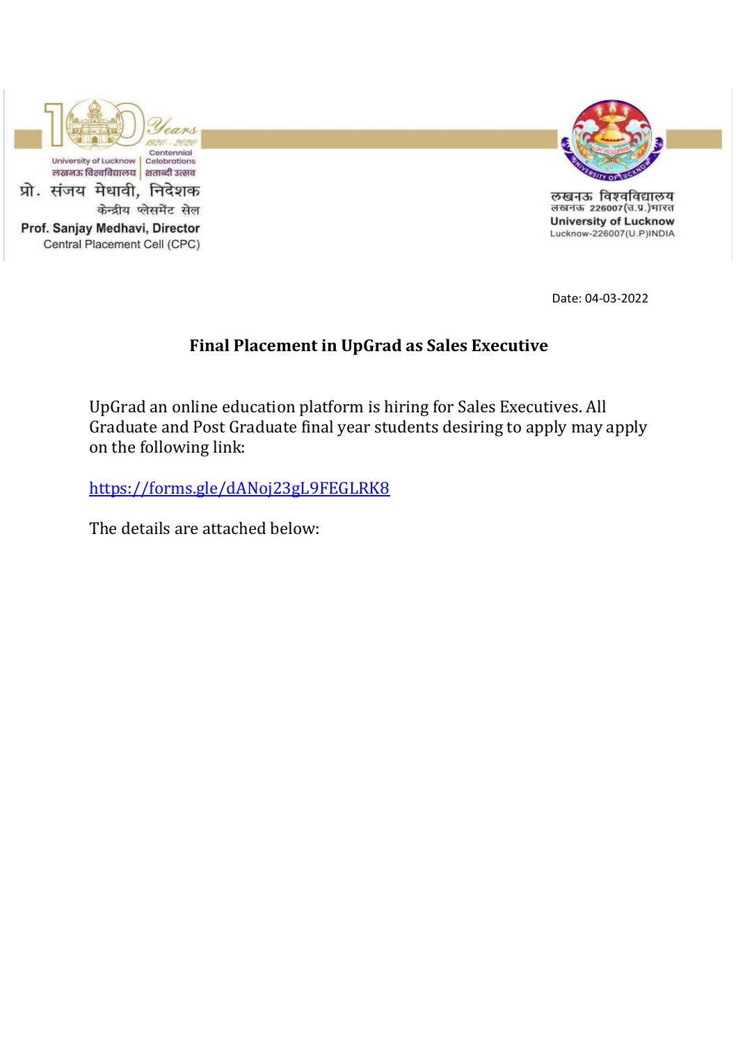University of Lucknow | Centennial Celebrations
लखनऊ विश्वविद्यालय | शताब्दी उत्सव

Years 1920 - 2020

प्रो. संजय मेधावी, निदेशक
केन्द्रीय प्लेसमेंट सेल

Prof. Sanjay Medhavi, Director
Central Placement Cell (CPC)

लखनऊ विश्वविद्यालय
लखनऊ 226007(उ.प्र.)भारत
University of Lucknow
Lucknow-226007(U.P)INDIA

Date: 04-03-2022

## Final Placement in UpGrad as Sales Executive

UpGrad an online education platform is hiring for Sales Executives. All Graduate and Post Graduate final year students desiring to apply may apply on the following link:

[https://forms.gle/dANoj23gL9FEGLRK8](https://forms.gle/dANoj23gL9FEGLRK8)

The details are attached below: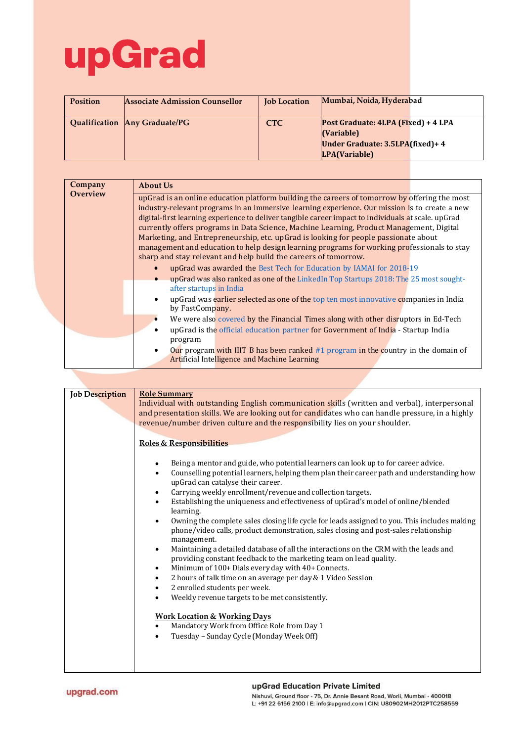# upGrad

| Position | Associate Admission Counsellor | Job Location | Mumbai, Noida, Hyderabad |
|---|---|---|---|
| Qualification | Any Graduate/PG | CTC | Post Graduate: 4LPA (Fixed) + 4 LPA (Variable)<br>Under Graduate: 3.5LPA(fixed)+ 4 LPA(Variable) |

| Company Overview | About Us |
|---|---|
| | upGrad is an online education platform building the careers of tomorrow by offering the most industry-relevant programs in an immersive learning experience. Our mission is to create a new digital-first learning experience to deliver tangible career impact to individuals at scale. upGrad currently offers programs in Data Science, Machine Learning, Product Management, Digital Marketing, and Entrepreneurship, etc. upGrad is looking for people passionate about management and education to help design learning programs for working professionals to stay sharp and stay relevant and help build the careers of tomorrow.<br>• upGrad was awarded the Best Tech for Education by IAMAI for 2018-19<br>• upGrad was also ranked as one of the LinkedIn Top Startups 2018: The 25 most sought-after startups in India<br>• upGrad was earlier selected as one of the top ten most innovative companies in India by FastCompany.<br>• We were also covered by the Financial Times along with other disruptors in Ed-Tech<br>• upGrad is the official education partner for Government of India - Startup India program<br>• Our program with IIIT B has been ranked #1 program in the country in the domain of Artificial Intelligence and Machine Learning |

## Job Description

**Role Summary**

Individual with outstanding English communication skills (written and verbal), interpersonal and presentation skills. We are looking out for candidates who can handle pressure, in a highly revenue/number driven culture and the responsibility lies on your shoulder.

**Roles & Responsibilities**

- Being a mentor and guide, who potential learners can look up to for career advice.
- Counselling potential learners, helping them plan their career path and understanding how upGrad can catalyse their career.
- Carrying weekly enrollment/revenue and collection targets.
- Establishing the uniqueness and effectiveness of upGrad's model of online/blended learning.
- Owning the complete sales closing life cycle for leads assigned to you. This includes making phone/video calls, product demonstration, sales closing and post-sales relationship management.
- Maintaining a detailed database of all the interactions on the CRM with the leads and providing constant feedback to the marketing team on lead quality.
- Minimum of 100+ Dials every day with 40+ Connects.
- 2 hours of talk time on an average per day & 1 Video Session
- 2 enrolled students per week.
- Weekly revenue targets to be met consistently.

**Work Location & Working Days**

- Mandatory Work from Office Role from Day 1
- Tuesday – Sunday Cycle (Monday Week Off)

upgrad.com

**upGrad Education Private Limited**
Nishuvi, Ground floor - 75, Dr. Annie Besant Road, Worli, Mumbai - 400018
L: +91 22 6156 2100 | E: info@upgrad.com | CIN: U80902MH2012PTC258559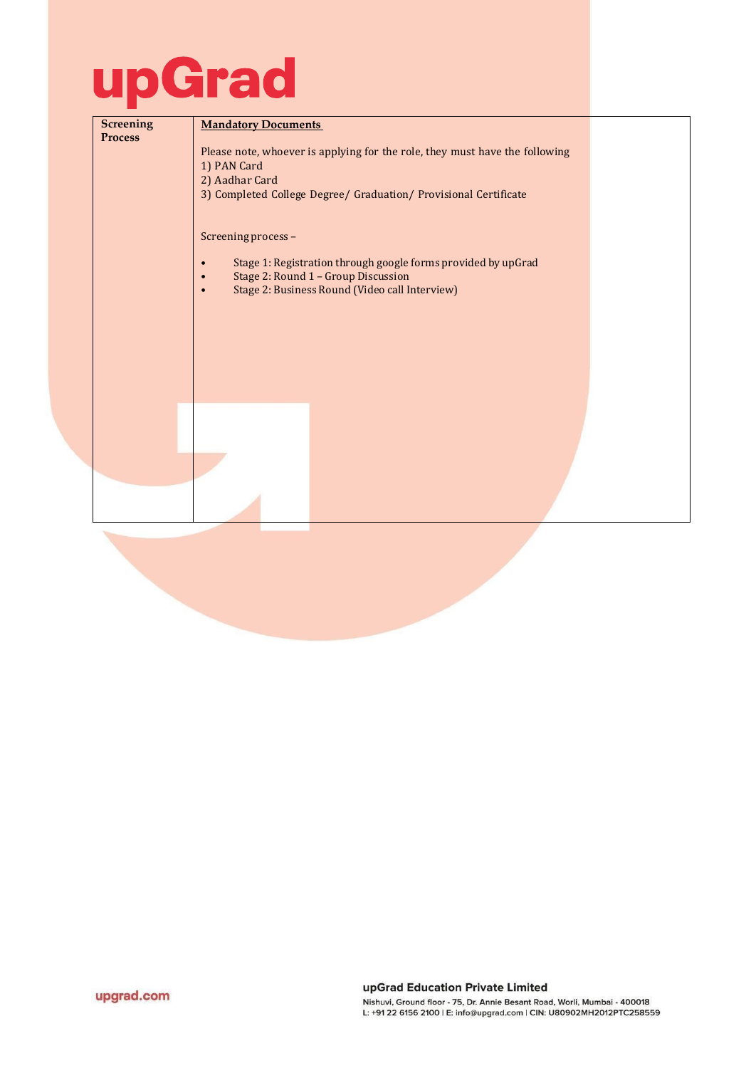| | |
|---|---|
| **Screening Process** | **Mandatory Documents**<br><br>Please note, whoever is applying for the role, they must have the following<br>1) PAN Card<br>2) Aadhar Card<br>3) Completed College Degree/ Graduation/ Provisional Certificate<br><br>Screening process –<br><br>• Stage 1: Registration through google forms provided by upGrad<br>• Stage 2: Round 1 – Group Discussion<br>• Stage 2: Business Round (Video call Interview) |